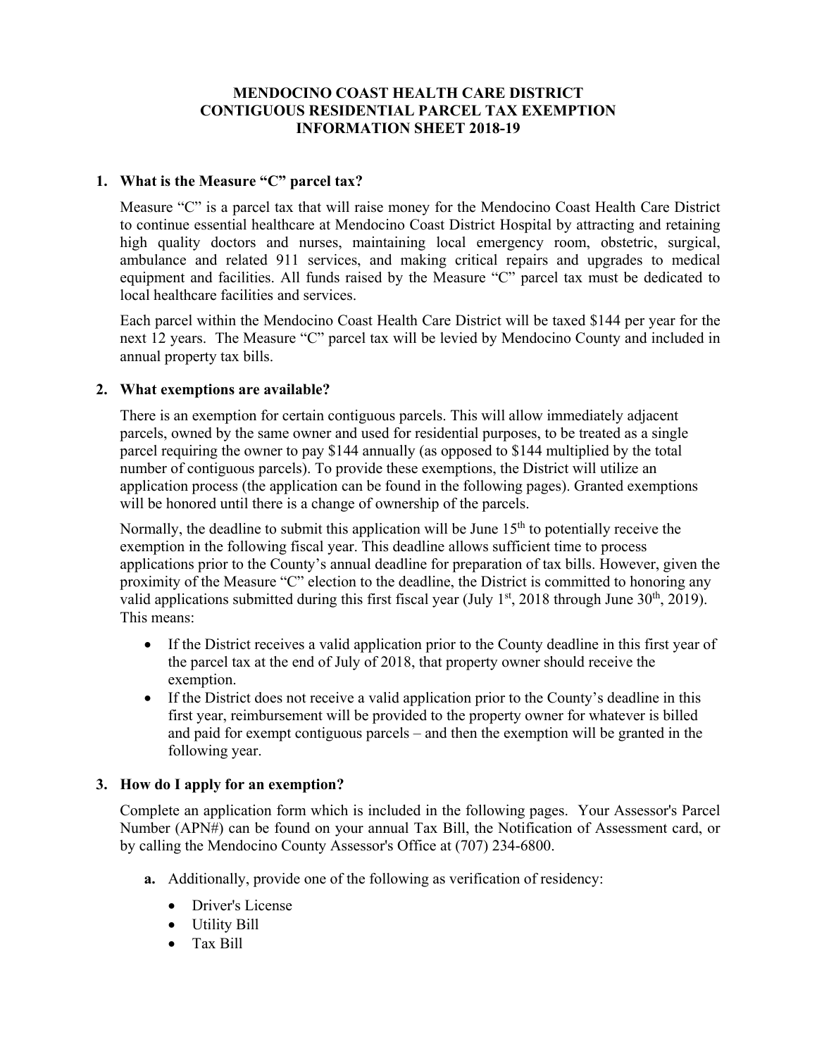# MENDOCINO COAST HEALTH CARE DISTRICT
# CONTIGUOUS RESIDENTIAL PARCEL TAX EXEMPTION
# INFORMATION SHEET 2018-19

## 1. What is the Measure "C" parcel tax?

Measure "C" is a parcel tax that will raise money for the Mendocino Coast Health Care District to continue essential healthcare at Mendocino Coast District Hospital by attracting and retaining high quality doctors and nurses, maintaining local emergency room, obstetric, surgical, ambulance and related 911 services, and making critical repairs and upgrades to medical equipment and facilities. All funds raised by the Measure "C" parcel tax must be dedicated to local healthcare facilities and services.

Each parcel within the Mendocino Coast Health Care District will be taxed $144 per year for the next 12 years. The Measure "C" parcel tax will be levied by Mendocino County and included in annual property tax bills.

## 2. What exemptions are available?

There is an exemption for certain contiguous parcels. This will allow immediately adjacent parcels, owned by the same owner and used for residential purposes, to be treated as a single parcel requiring the owner to pay $144 annually (as opposed to $144 multiplied by the total number of contiguous parcels). To provide these exemptions, the District will utilize an application process (the application can be found in the following pages). Granted exemptions will be honored until there is a change of ownership of the parcels.

Normally, the deadline to submit this application will be June 15th to potentially receive the exemption in the following fiscal year. This deadline allows sufficient time to process applications prior to the County's annual deadline for preparation of tax bills. However, given the proximity of the Measure "C" election to the deadline, the District is committed to honoring any valid applications submitted during this first fiscal year (July 1st, 2018 through June 30th, 2019). This means:

- If the District receives a valid application prior to the County deadline in this first year of the parcel tax at the end of July of 2018, that property owner should receive the exemption.
- If the District does not receive a valid application prior to the County's deadline in this first year, reimbursement will be provided to the property owner for whatever is billed and paid for exempt contiguous parcels – and then the exemption will be granted in the following year.

## 3. How do I apply for an exemption?

Complete an application form which is included in the following pages. Your Assessor's Parcel Number (APN#) can be found on your annual Tax Bill, the Notification of Assessment card, or by calling the Mendocino County Assessor's Office at (707) 234-6800.

**a.** Additionally, provide one of the following as verification of residency:

- Driver's License
- Utility Bill
- Tax Bill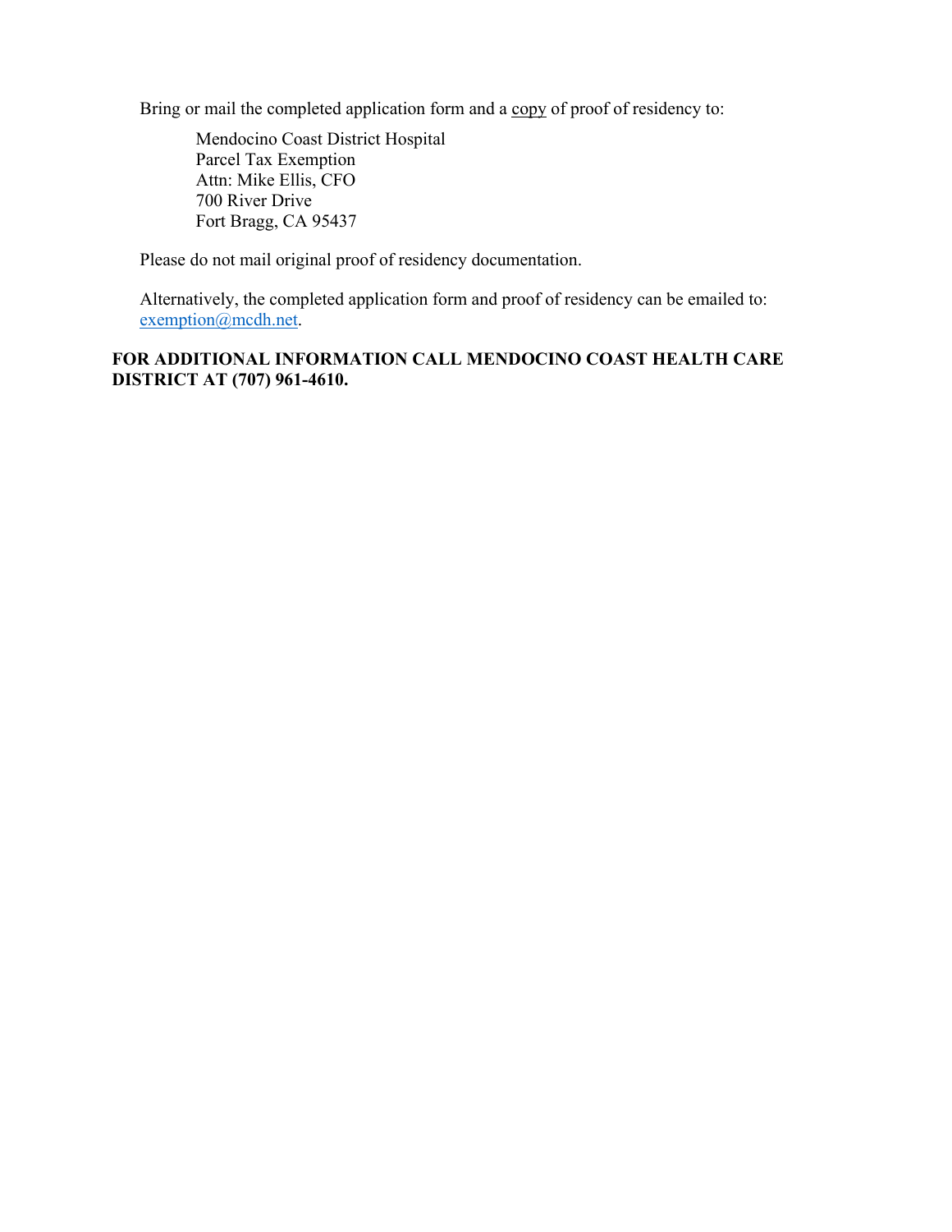Bring or mail the completed application form and a copy of proof of residency to:

> Mendocino Coast District Hospital
> Parcel Tax Exemption
> Attn: Mike Ellis, CFO
> 700 River Drive
> Fort Bragg, CA 95437

Please do not mail original proof of residency documentation.

Alternatively, the completed application form and proof of residency can be emailed to: exemption@mcdh.net.

**FOR ADDITIONAL INFORMATION CALL MENDOCINO COAST HEALTH CARE DISTRICT AT (707) 961-4610.**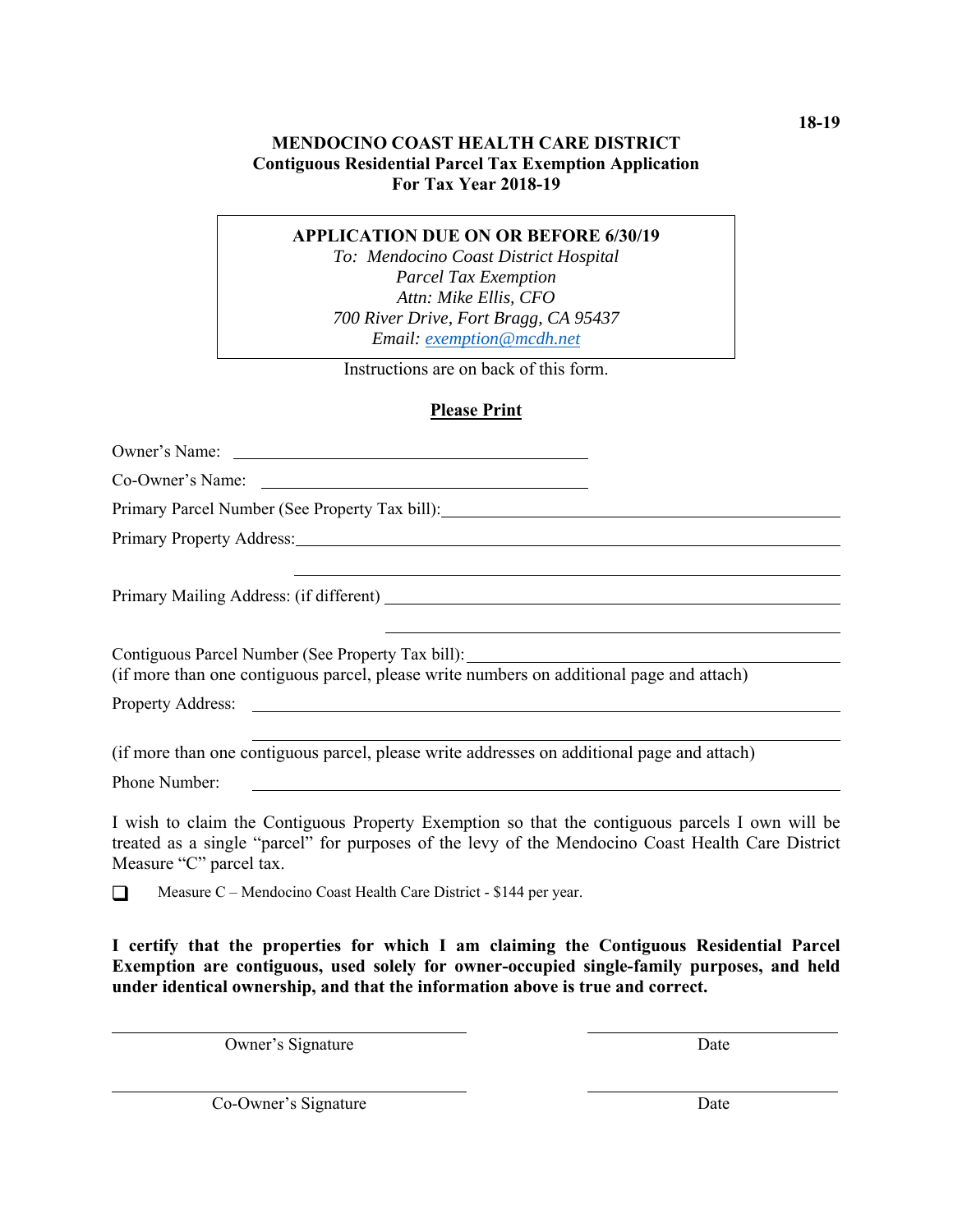18-19

**MENDOCINO COAST HEALTH CARE DISTRICT**
**Contiguous Residential Parcel Tax Exemption Application**
**For Tax Year 2018-19**

**APPLICATION DUE ON OR BEFORE 6/30/19**
*To: Mendocino Coast District Hospital*
*Parcel Tax Exemption*
*Attn: Mike Ellis, CFO*
*700 River Drive, Fort Bragg, CA 95437*
*Email: exemption@mcdh.net*

Instructions are on back of this form.

**Please Print**

Owner's Name: ______________________________

Co-Owner's Name: ______________________________

Primary Parcel Number (See Property Tax bill): ______________________________

Primary Property Address: ______________________________

______________________________

Primary Mailing Address: (if different) ______________________________

______________________________

Contiguous Parcel Number (See Property Tax bill): ______________________________
(if more than one contiguous parcel, please write numbers on additional page and attach)

Property Address: ______________________________

______________________________

(if more than one contiguous parcel, please write addresses on additional page and attach)

Phone Number: ______________________________

I wish to claim the Contiguous Property Exemption so that the contiguous parcels I own will be treated as a single "parcel" for purposes of the levy of the Mendocino Coast Health Care District Measure "C" parcel tax.

☐ Measure C – Mendocino Coast Health Care District - $144 per year.

**I certify that the properties for which I am claiming the Contiguous Residential Parcel Exemption are contiguous, used solely for owner-occupied single-family purposes, and held under identical ownership, and that the information above is true and correct.**

______________________________ ______________________________
Owner's Signature Date

______________________________ ______________________________
Co-Owner's Signature Date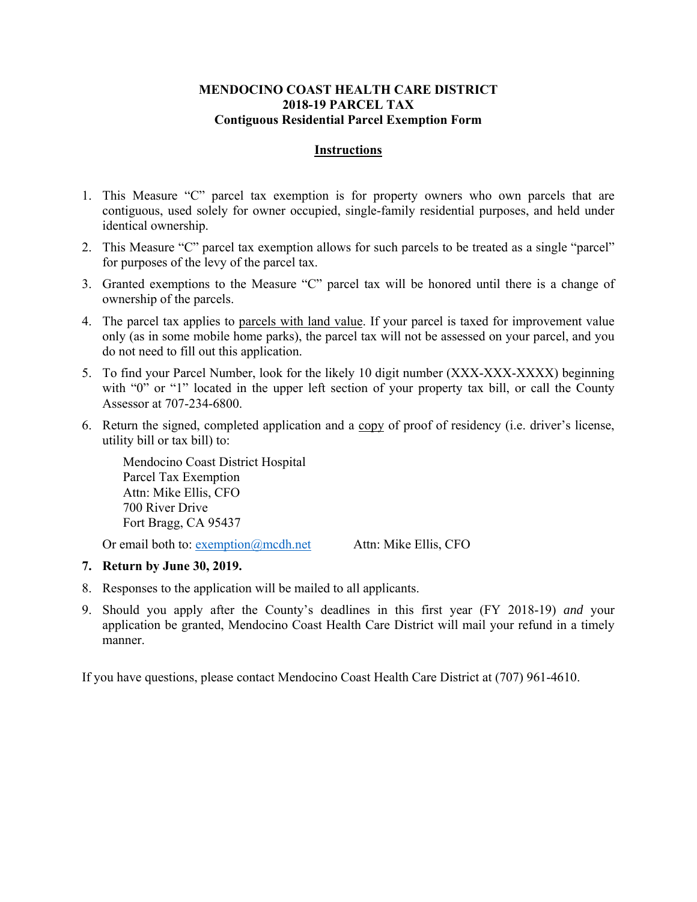# MENDOCINO COAST HEALTH CARE DISTRICT
## 2018-19 PARCEL TAX
## Contiguous Residential Parcel Exemption Form

**Instructions**

1. This Measure "C" parcel tax exemption is for property owners who own parcels that are contiguous, used solely for owner occupied, single-family residential purposes, and held under identical ownership.
2. This Measure "C" parcel tax exemption allows for such parcels to be treated as a single "parcel" for purposes of the levy of the parcel tax.
3. Granted exemptions to the Measure "C" parcel tax will be honored until there is a change of ownership of the parcels.
4. The parcel tax applies to parcels with land value. If your parcel is taxed for improvement value only (as in some mobile home parks), the parcel tax will not be assessed on your parcel, and you do not need to fill out this application.
5. To find your Parcel Number, look for the likely 10 digit number (XXX-XXX-XXXX) beginning with "0" or "1" located in the upper left section of your property tax bill, or call the County Assessor at 707-234-6800.
6. Return the signed, completed application and a copy of proof of residency (i.e. driver's license, utility bill or tax bill) to:

   Mendocino Coast District Hospital
   Parcel Tax Exemption
   Attn: Mike Ellis, CFO
   700 River Drive
   Fort Bragg, CA 95437

   Or email both to: exemption@mcdh.net Attn: Mike Ellis, CFO
7. **Return by June 30, 2019.**
8. Responses to the application will be mailed to all applicants.
9. Should you apply after the County's deadlines in this first year (FY 2018-19) *and* your application be granted, Mendocino Coast Health Care District will mail your refund in a timely manner.

If you have questions, please contact Mendocino Coast Health Care District at (707) 961-4610.